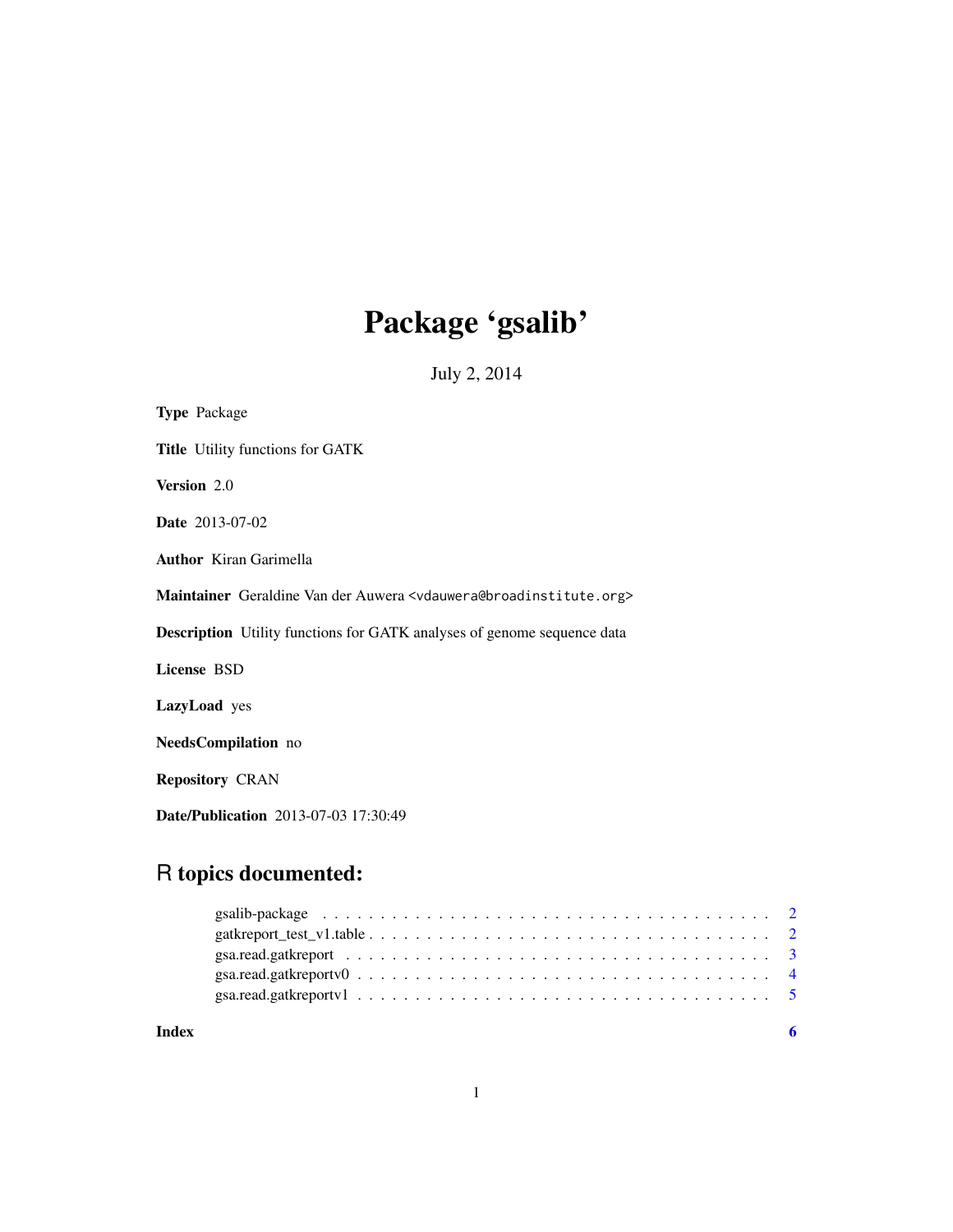# Package 'gsalib'

July 2, 2014

**Type** Package

**Title** Utility functions for GATK

**Version** 2.0

**Date** 2013-07-02

**Author** Kiran Garimella

**Maintainer** Geraldine Van der Auwera <vdauwera@broadinstitute.org>

**Description** Utility functions for GATK analyses of genome sequence data

**License** BSD

**LazyLoad** yes

**NeedsCompilation** no

**Repository** CRAN

**Date/Publication** 2013-07-03 17:30:49

## R topics documented:

gsalib-package . . . . . . . . . . . . . . . . . . . . . . . . . . . . . . . . . . . . . 2
gatkreport_test_v1.table . . . . . . . . . . . . . . . . . . . . . . . . . . . . . . . . . 2
gsa.read.gatkreport . . . . . . . . . . . . . . . . . . . . . . . . . . . . . . . . . . . . 3
gsa.read.gatkreportv0 . . . . . . . . . . . . . . . . . . . . . . . . . . . . . . . . . . . 4
gsa.read.gatkreportv1 . . . . . . . . . . . . . . . . . . . . . . . . . . . . . . . . . . . 5

**Index** **6**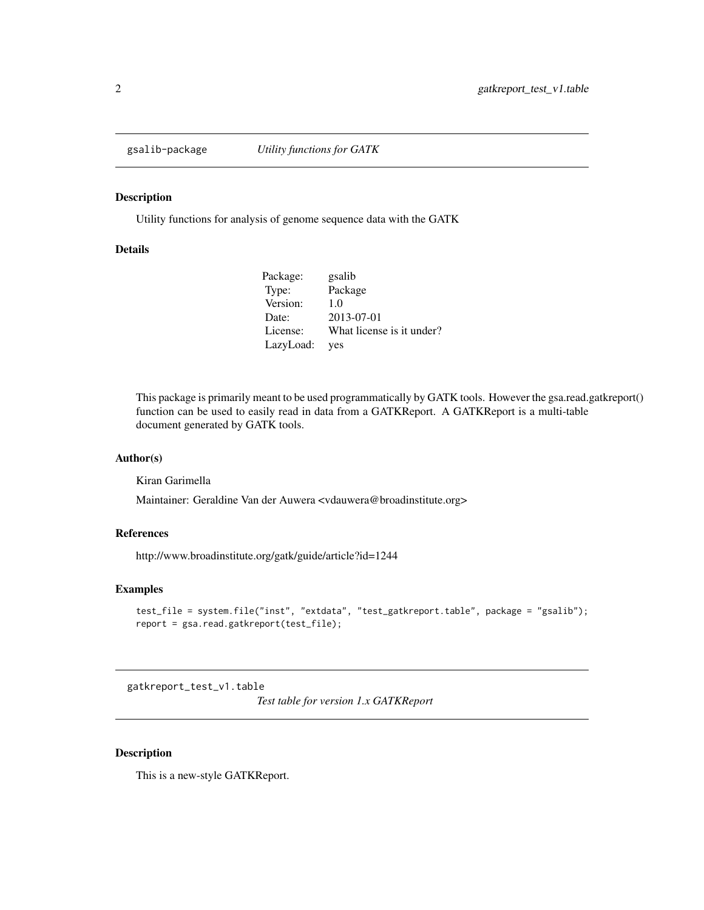## gsalib-package — *Utility functions for GATK*

### Description

Utility functions for analysis of genome sequence data with the GATK

### Details

| | |
|---|---|
| Package: | gsalib |
| Type: | Package |
| Version: | 1.0 |
| Date: | 2013-07-01 |
| License: | What license is it under? |
| LazyLoad: | yes |

This package is primarily meant to be used programmatically by GATK tools. However the gsa.read.gatkreport() function can be used to easily read in data from a GATKReport. A GATKReport is a multi-table document generated by GATK tools.

### Author(s)

Kiran Garimella

Maintainer: Geraldine Van der Auwera <vdauwera@broadinstitute.org>

### References

http://www.broadinstitute.org/gatk/guide/article?id=1244

### Examples

```
test_file = system.file("inst", "extdata", "test_gatkreport.table", package = "gsalib");
report = gsa.read.gatkreport(test_file);
```

## gatkreport_test_v1.table — *Test table for version 1.x GATKReport*

### Description

This is a new-style GATKReport.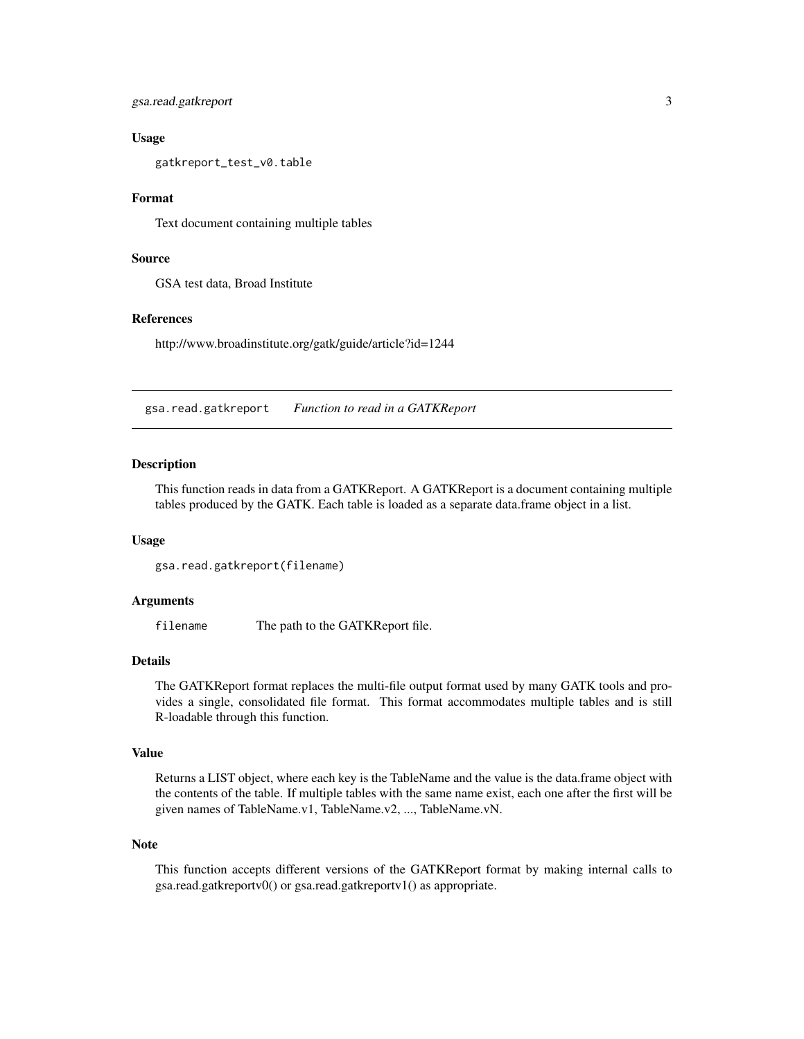### Usage

```
gatkreport_test_v0.table
```

### Format

Text document containing multiple tables

### Source

GSA test data, Broad Institute

### References

http://www.broadinstitute.org/gatk/guide/article?id=1244

---

## gsa.read.gatkreport &nbsp;&nbsp;&nbsp; *Function to read in a GATKReport*

---

### Description

This function reads in data from a GATKReport. A GATKReport is a document containing multiple tables produced by the GATK. Each table is loaded as a separate data.frame object in a list.

### Usage

```
gsa.read.gatkreport(filename)
```

### Arguments

| | |
|---|---|
| `filename` | The path to the GATKReport file. |

### Details

The GATKReport format replaces the multi-file output format used by many GATK tools and provides a single, consolidated file format. This format accommodates multiple tables and is still R-loadable through this function.

### Value

Returns a LIST object, where each key is the TableName and the value is the data.frame object with the contents of the table. If multiple tables with the same name exist, each one after the first will be given names of TableName.v1, TableName.v2, ..., TableName.vN.

### Note

This function accepts different versions of the GATKReport format by making internal calls to gsa.read.gatkreportv0() or gsa.read.gatkreportv1() as appropriate.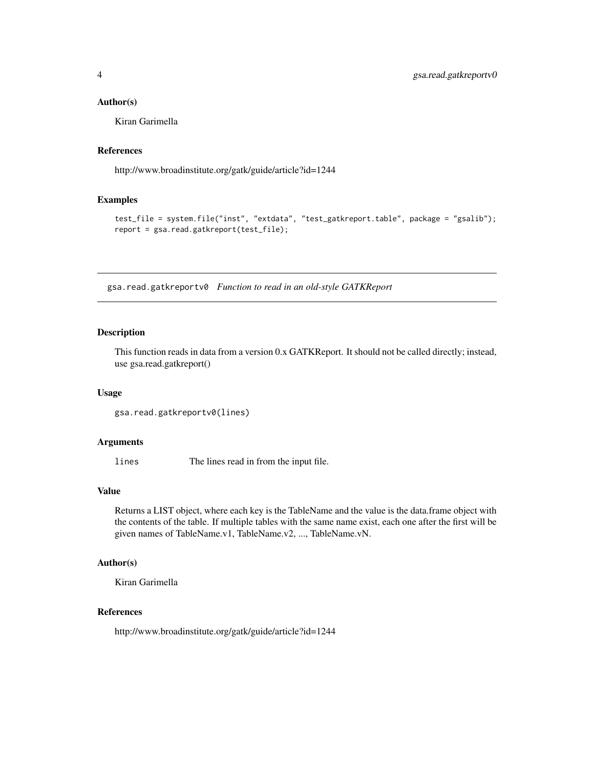### Author(s)

Kiran Garimella

### References

http://www.broadinstitute.org/gatk/guide/article?id=1244

### Examples

```
test_file = system.file("inst", "extdata", "test_gatkreport.table", package = "gsalib");
report = gsa.read.gatkreport(test_file);
```

---

## gsa.read.gatkreportv0 *Function to read in an old-style GATKReport*

---

### Description

This function reads in data from a version 0.x GATKReport. It should not be called directly; instead, use gsa.read.gatkreport()

### Usage

```
gsa.read.gatkreportv0(lines)
```

### Arguments

| | |
|---|---|
| lines | The lines read in from the input file. |

### Value

Returns a LIST object, where each key is the TableName and the value is the data.frame object with the contents of the table. If multiple tables with the same name exist, each one after the first will be given names of TableName.v1, TableName.v2, ..., TableName.vN.

### Author(s)

Kiran Garimella

### References

http://www.broadinstitute.org/gatk/guide/article?id=1244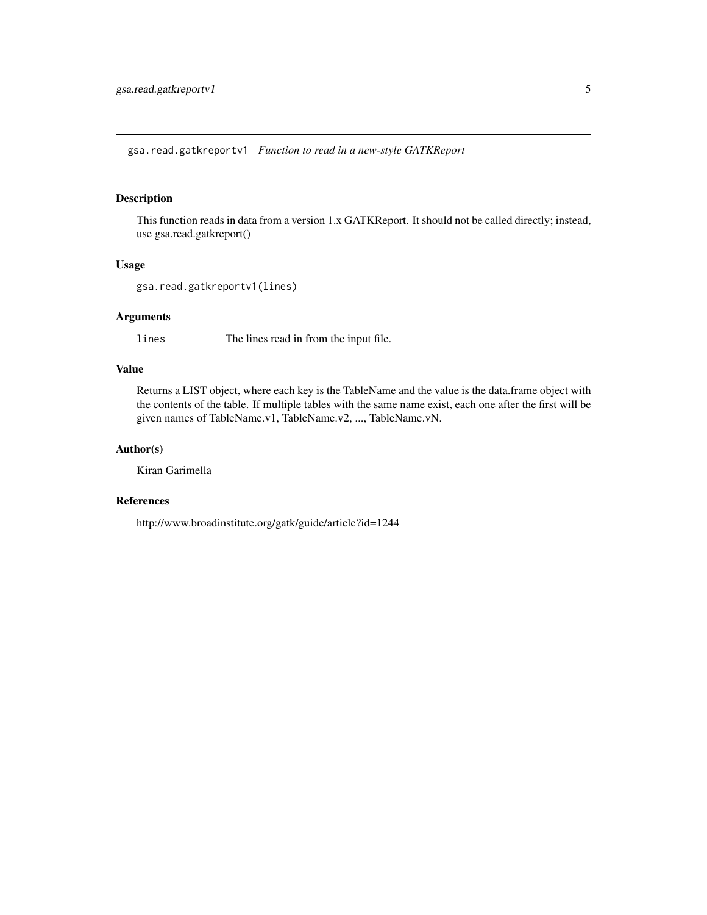## gsa.read.gatkreportv1 *Function to read in a new-style GATKReport*

### Description

This function reads in data from a version 1.x GATKReport. It should not be called directly; instead, use gsa.read.gatkreport()

### Usage

```
gsa.read.gatkreportv1(lines)
```

### Arguments

| | |
|---|---|
| `lines` | The lines read in from the input file. |

### Value

Returns a LIST object, where each key is the TableName and the value is the data.frame object with the contents of the table. If multiple tables with the same name exist, each one after the first will be given names of TableName.v1, TableName.v2, ..., TableName.vN.

### Author(s)

Kiran Garimella

### References

http://www.broadinstitute.org/gatk/guide/article?id=1244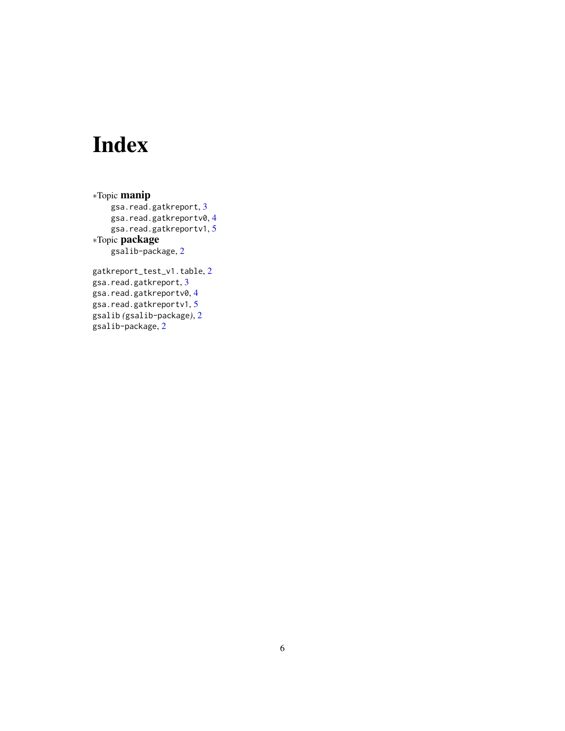# Index

∗Topic **manip**
  gsa.read.gatkreport, 3
  gsa.read.gatkreportv0, 4
  gsa.read.gatkreportv1, 5
∗Topic **package**
  gsalib-package, 2

gatkreport_test_v1.table, 2
gsa.read.gatkreport, 3
gsa.read.gatkreportv0, 4
gsa.read.gatkreportv1, 5
gsalib *(*gsalib-package*)*, 2
gsalib-package, 2